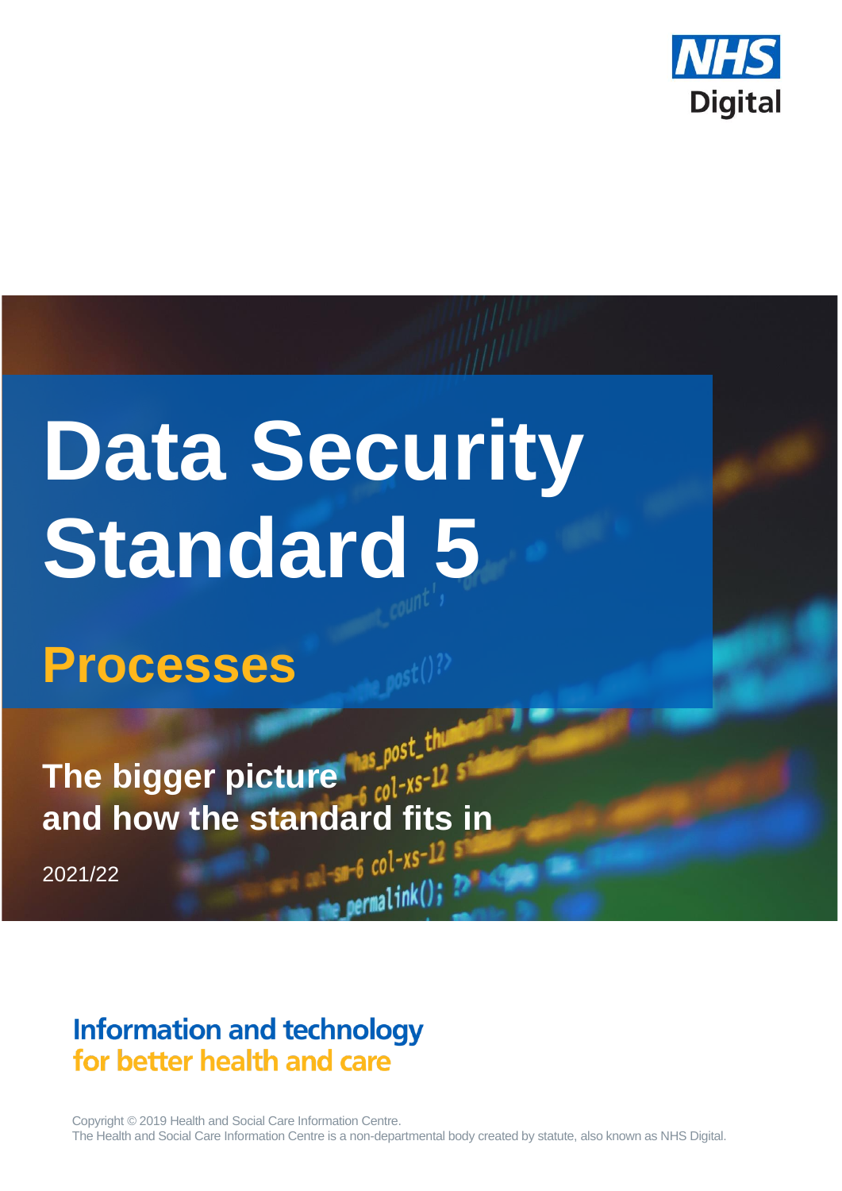NHS Digital

# Data Security Standard 5

## Processes

**The bigger picture and how the standard fits in**

2021/22

**Information and technology for better health and care**

Copyright © 2019 Health and Social Care Information Centre.
The Health and Social Care Information Centre is a non-departmental body created by statute, also known as NHS Digital.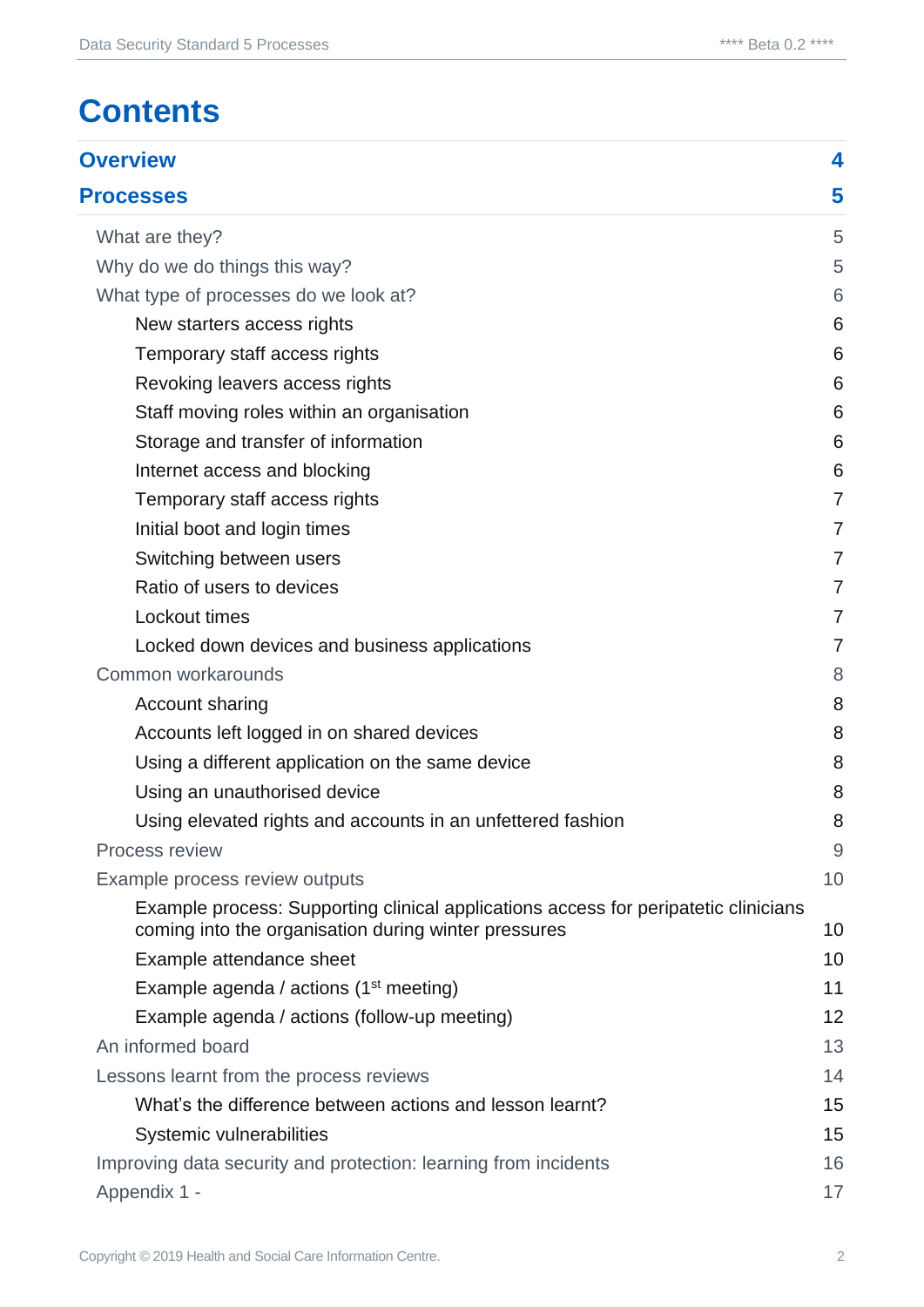# Contents

| | |
|---|---|
| **Overview** | **4** |
| **Processes** | **5** |
| What are they? | 5 |
| Why do we do things this way? | 5 |
| What type of processes do we look at? | 6 |
| New starters access rights | 6 |
| Temporary staff access rights | 6 |
| Revoking leavers access rights | 6 |
| Staff moving roles within an organisation | 6 |
| Storage and transfer of information | 6 |
| Internet access and blocking | 6 |
| Temporary staff access rights | 7 |
| Initial boot and login times | 7 |
| Switching between users | 7 |
| Ratio of users to devices | 7 |
| Lockout times | 7 |
| Locked down devices and business applications | 7 |
| Common workarounds | 8 |
| Account sharing | 8 |
| Accounts left logged in on shared devices | 8 |
| Using a different application on the same device | 8 |
| Using an unauthorised device | 8 |
| Using elevated rights and accounts in an unfettered fashion | 8 |
| Process review | 9 |
| Example process review outputs | 10 |
| Example process: Supporting clinical applications access for peripatetic clinicians coming into the organisation during winter pressures | 10 |
| Example attendance sheet | 10 |
| Example agenda / actions (1st meeting) | 11 |
| Example agenda / actions (follow-up meeting) | 12 |
| An informed board | 13 |
| Lessons learnt from the process reviews | 14 |
| What's the difference between actions and lesson learnt? | 15 |
| Systemic vulnerabilities | 15 |
| Improving data security and protection: learning from incidents | 16 |
| Appendix 1 - | 17 |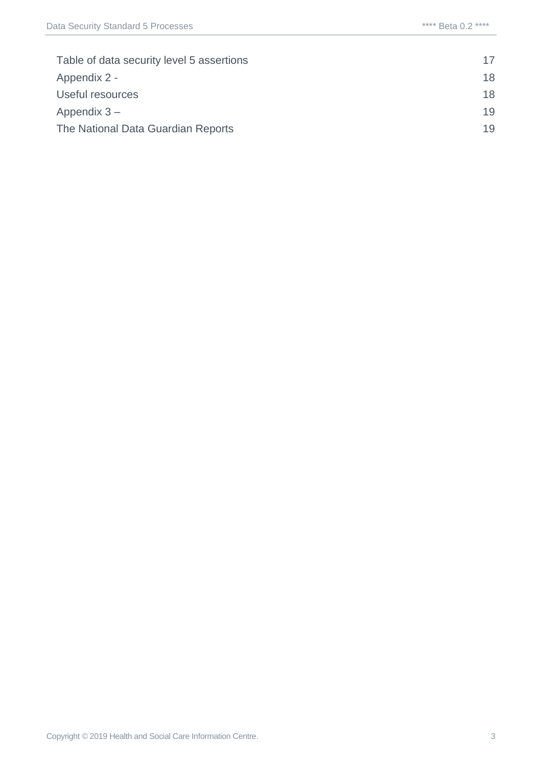| | |
|---|---|
| Table of data security level 5 assertions | 17 |
| Appendix 2 - | 18 |
| Useful resources | 18 |
| Appendix 3 – | 19 |
| The National Data Guardian Reports | 19 |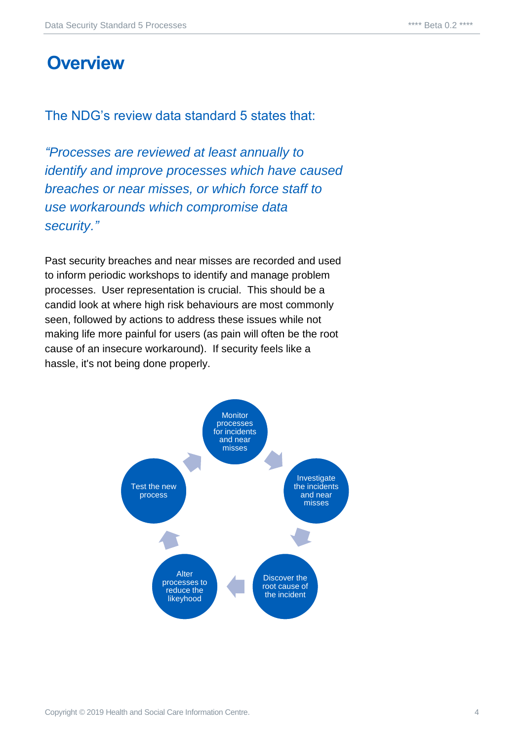# Overview

The NDG's review data standard 5 states that:

*"Processes are reviewed at least annually to identify and improve processes which have caused breaches or near misses, or which force staff to use workarounds which compromise data security."*

Past security breaches and near misses are recorded and used to inform periodic workshops to identify and manage problem processes. User representation is crucial. This should be a candid look at where high risk behaviours are most commonly seen, followed by actions to address these issues while not making life more painful for users (as pain will often be the root cause of an insecure workaround). If security feels like a hassle, it's not being done properly.

Monitor processes for incidents and near misses

Investigate the incidents and near misses

Discover the root cause of the incident

Alter processes to reduce the likeyhood

Test the new process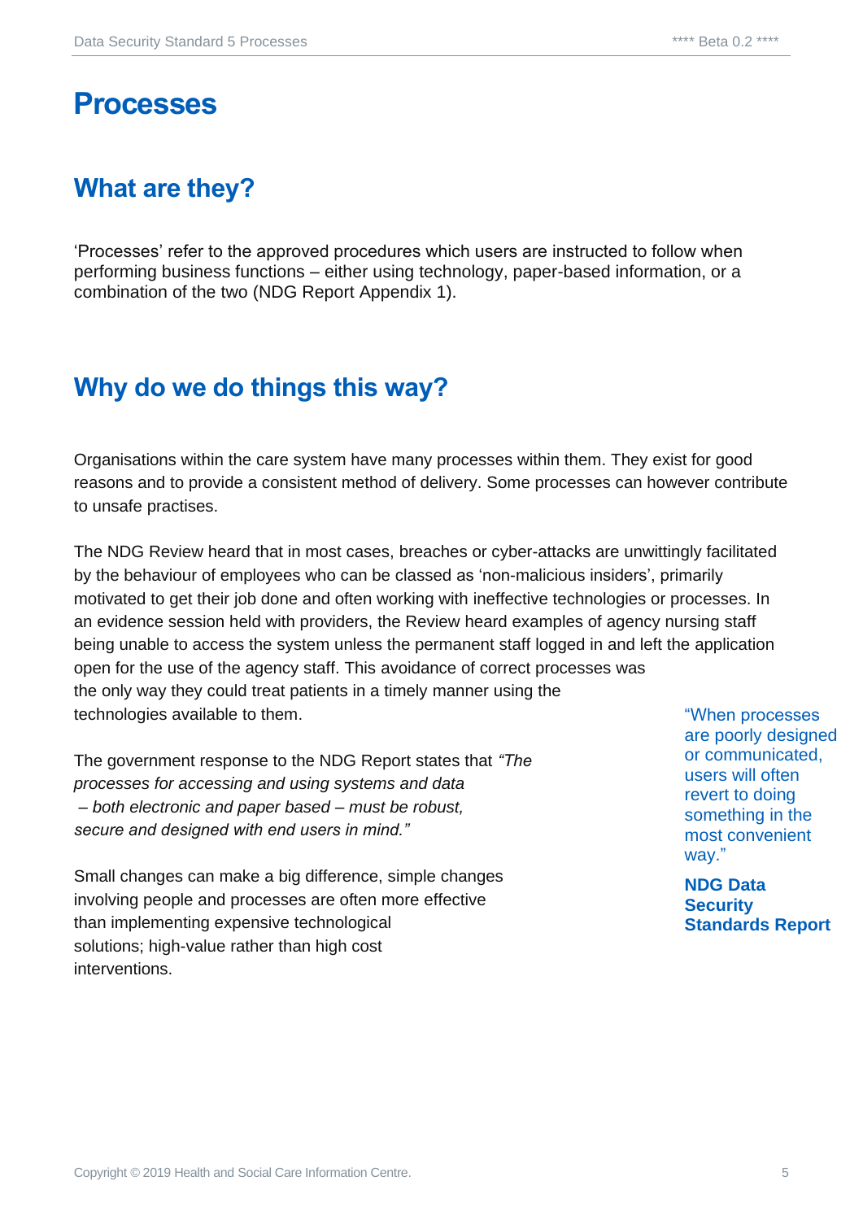# Processes

## What are they?

'Processes' refer to the approved procedures which users are instructed to follow when performing business functions – either using technology, paper-based information, or a combination of the two (NDG Report Appendix 1).

## Why do we do things this way?

Organisations within the care system have many processes within them. They exist for good reasons and to provide a consistent method of delivery. Some processes can however contribute to unsafe practises.

The NDG Review heard that in most cases, breaches or cyber-attacks are unwittingly facilitated by the behaviour of employees who can be classed as 'non-malicious insiders', primarily motivated to get their job done and often working with ineffective technologies or processes. In an evidence session held with providers, the Review heard examples of agency nursing staff being unable to access the system unless the permanent staff logged in and left the application open for the use of the agency staff. This avoidance of correct processes was the only way they could treat patients in a timely manner using the technologies available to them.

> "When processes are poorly designed or communicated, users will often revert to doing something in the most convenient way."
>
> **NDG Data Security Standards Report**

The government response to the NDG Report states that *"The processes for accessing and using systems and data – both electronic and paper based – must be robust, secure and designed with end users in mind."*

Small changes can make a big difference, simple changes involving people and processes are often more effective than implementing expensive technological solutions; high-value rather than high cost interventions.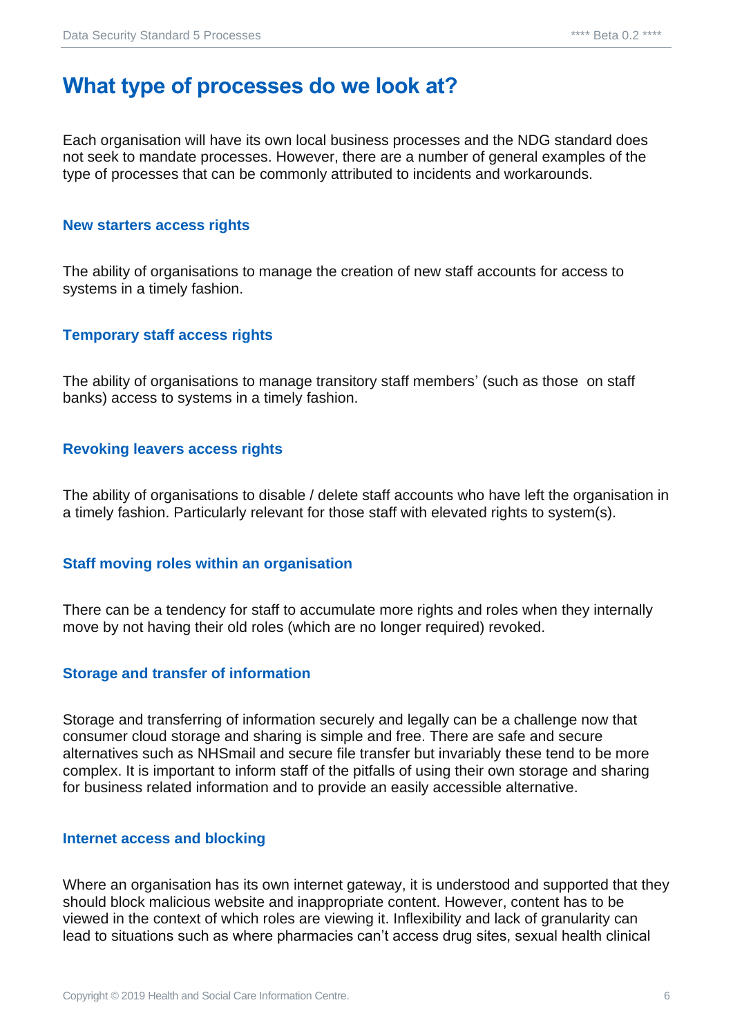# What type of processes do we look at?

Each organisation will have its own local business processes and the NDG standard does not seek to mandate processes. However, there are a number of general examples of the type of processes that can be commonly attributed to incidents and workarounds.

### New starters access rights

The ability of organisations to manage the creation of new staff accounts for access to systems in a timely fashion.

### Temporary staff access rights

The ability of organisations to manage transitory staff members' (such as those on staff banks) access to systems in a timely fashion.

### Revoking leavers access rights

The ability of organisations to disable / delete staff accounts who have left the organisation in a timely fashion. Particularly relevant for those staff with elevated rights to system(s).

### Staff moving roles within an organisation

There can be a tendency for staff to accumulate more rights and roles when they internally move by not having their old roles (which are no longer required) revoked.

### Storage and transfer of information

Storage and transferring of information securely and legally can be a challenge now that consumer cloud storage and sharing is simple and free. There are safe and secure alternatives such as NHSmail and secure file transfer but invariably these tend to be more complex. It is important to inform staff of the pitfalls of using their own storage and sharing for business related information and to provide an easily accessible alternative.

### Internet access and blocking

Where an organisation has its own internet gateway, it is understood and supported that they should block malicious website and inappropriate content. However, content has to be viewed in the context of which roles are viewing it. Inflexibility and lack of granularity can lead to situations such as where pharmacies can't access drug sites, sexual health clinical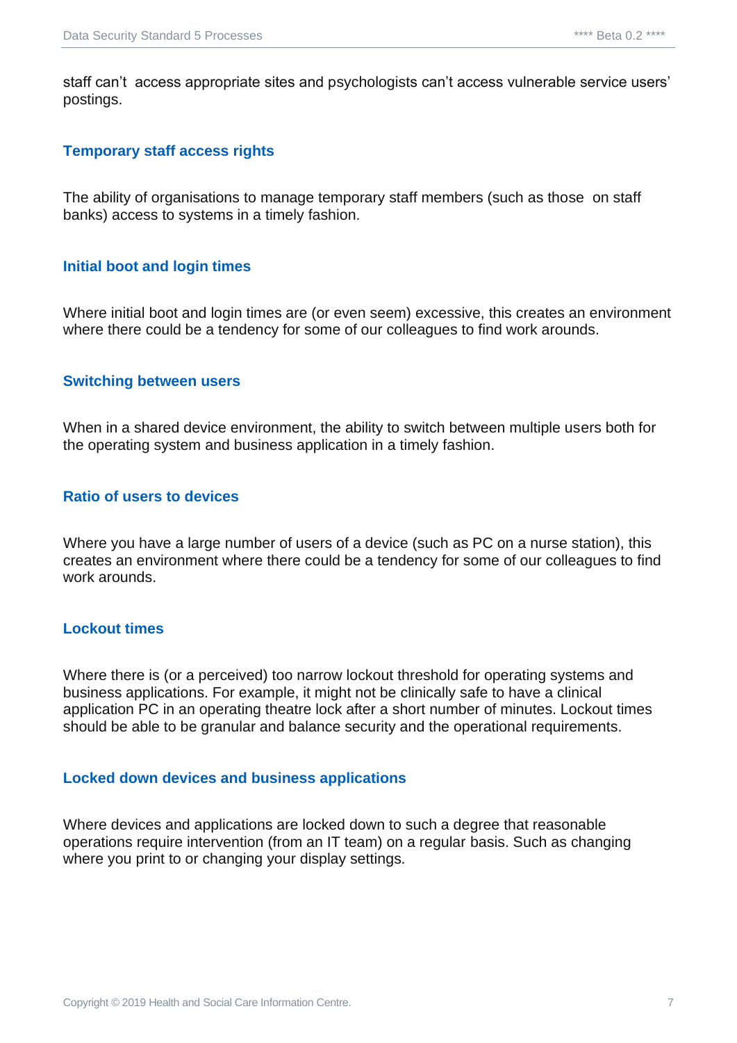staff can't  access appropriate sites and psychologists can't access vulnerable service users' postings.

### Temporary staff access rights

The ability of organisations to manage temporary staff members (such as those  on staff banks) access to systems in a timely fashion.

### Initial boot and login times

Where initial boot and login times are (or even seem) excessive, this creates an environment where there could be a tendency for some of our colleagues to find work arounds.

### Switching between users

When in a shared device environment, the ability to switch between multiple users both for the operating system and business application in a timely fashion.

### Ratio of users to devices

Where you have a large number of users of a device (such as PC on a nurse station), this creates an environment where there could be a tendency for some of our colleagues to find work arounds.

### Lockout times

Where there is (or a perceived) too narrow lockout threshold for operating systems and business applications. For example, it might not be clinically safe to have a clinical application PC in an operating theatre lock after a short number of minutes. Lockout times should be able to be granular and balance security and the operational requirements.

### Locked down devices and business applications

Where devices and applications are locked down to such a degree that reasonable operations require intervention (from an IT team) on a regular basis. Such as changing where you print to or changing your display settings.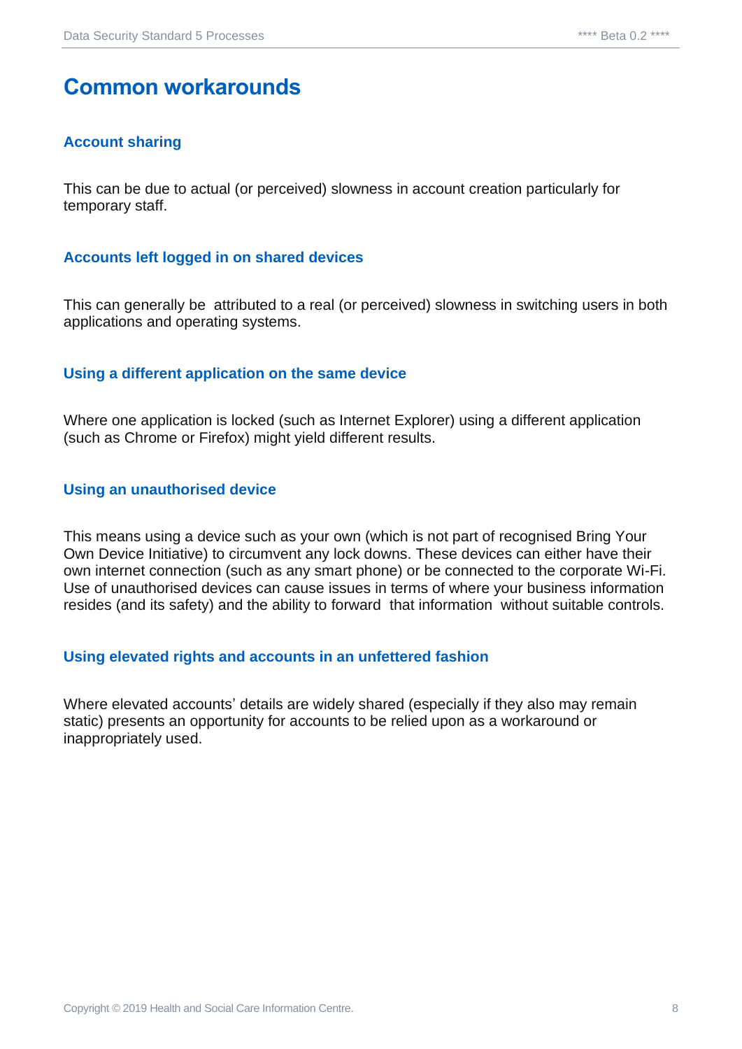# Common workarounds

### Account sharing

This can be due to actual (or perceived) slowness in account creation particularly for temporary staff.

### Accounts left logged in on shared devices

This can generally be attributed to a real (or perceived) slowness in switching users in both applications and operating systems.

### Using a different application on the same device

Where one application is locked (such as Internet Explorer) using a different application (such as Chrome or Firefox) might yield different results.

### Using an unauthorised device

This means using a device such as your own (which is not part of recognised Bring Your Own Device Initiative) to circumvent any lock downs. These devices can either have their own internet connection (such as any smart phone) or be connected to the corporate Wi-Fi. Use of unauthorised devices can cause issues in terms of where your business information resides (and its safety) and the ability to forward that information without suitable controls.

### Using elevated rights and accounts in an unfettered fashion

Where elevated accounts' details are widely shared (especially if they also may remain static) presents an opportunity for accounts to be relied upon as a workaround or inappropriately used.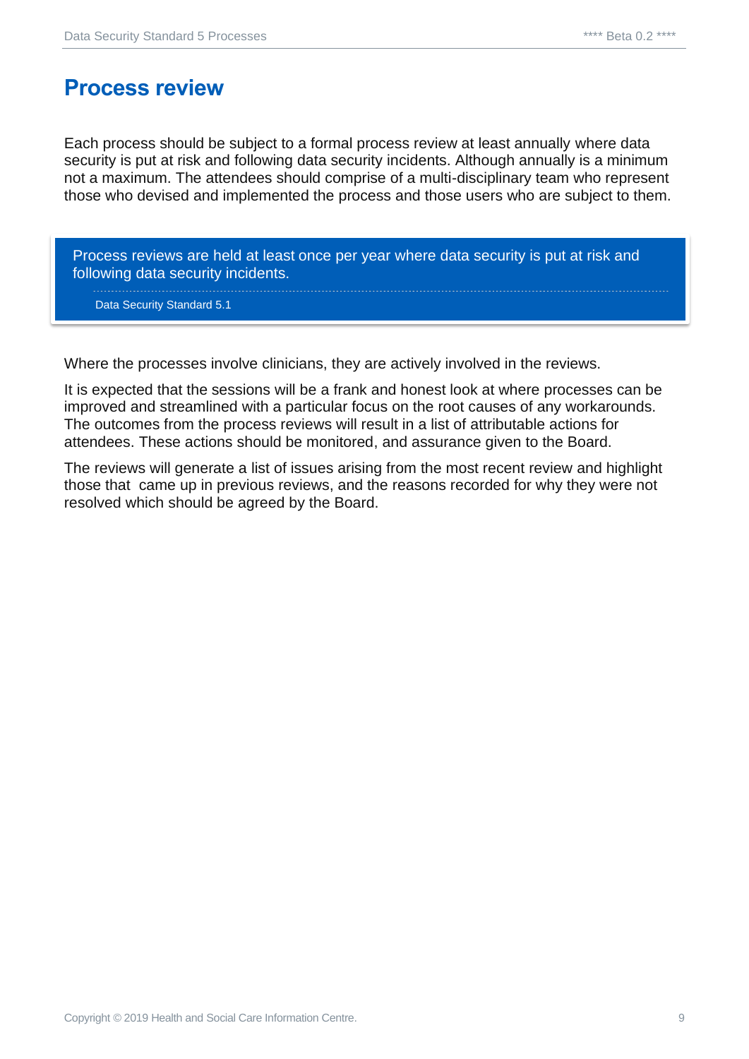# Process review

Each process should be subject to a formal process review at least annually where data security is put at risk and following data security incidents. Although annually is a minimum not a maximum. The attendees should comprise of a multi-disciplinary team who represent those who devised and implemented the process and those users who are subject to them.

> Process reviews are held at least once per year where data security is put at risk and following data security incidents.
>
> Data Security Standard 5.1

Where the processes involve clinicians, they are actively involved in the reviews.

It is expected that the sessions will be a frank and honest look at where processes can be improved and streamlined with a particular focus on the root causes of any workarounds. The outcomes from the process reviews will result in a list of attributable actions for attendees. These actions should be monitored, and assurance given to the Board.

The reviews will generate a list of issues arising from the most recent review and highlight those that came up in previous reviews, and the reasons recorded for why they were not resolved which should be agreed by the Board.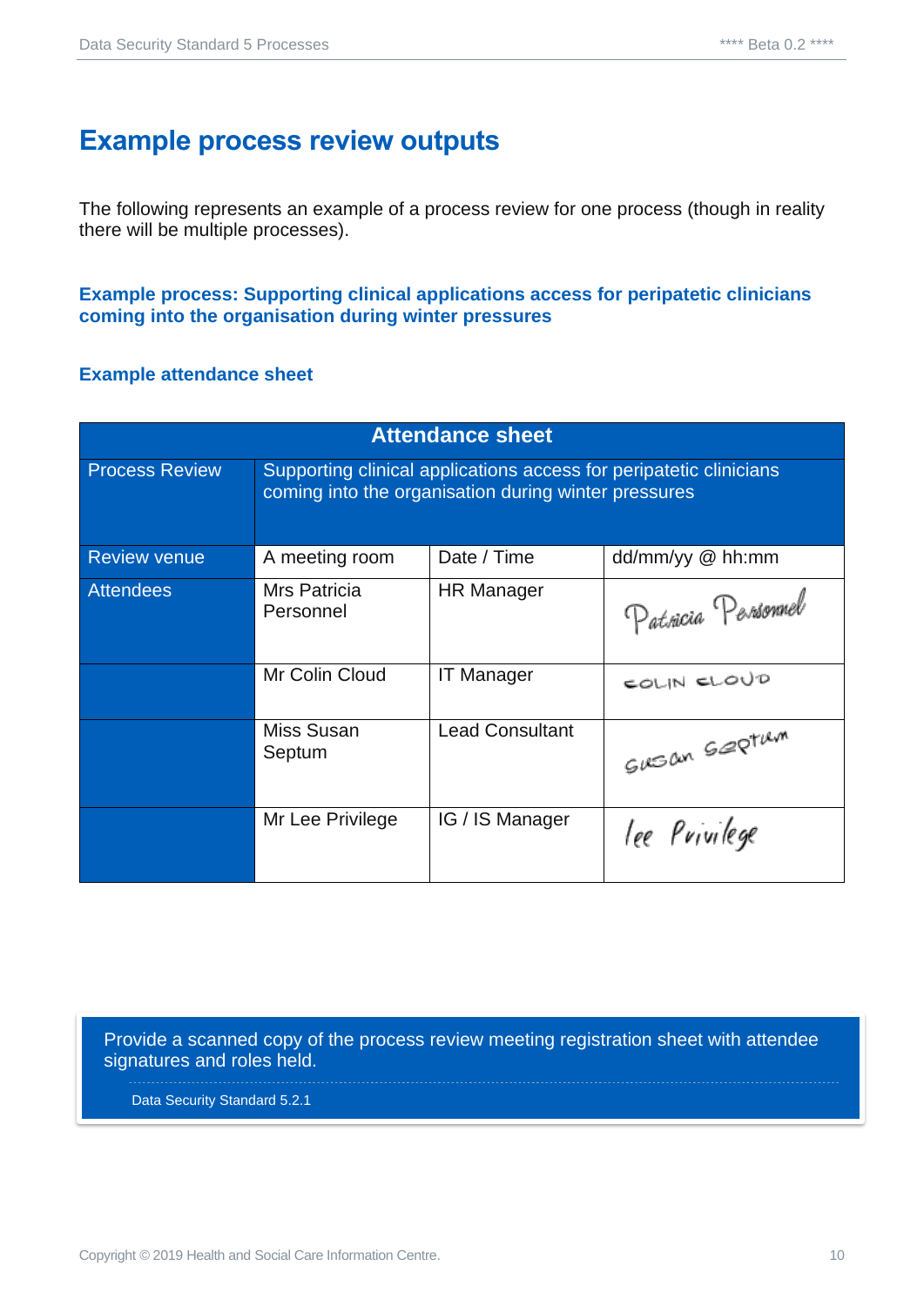# Example process review outputs

The following represents an example of a process review for one process (though in reality there will be multiple processes).

### Example process: Supporting clinical applications access for peripatetic clinicians coming into the organisation during winter pressures

### Example attendance sheet

| Attendance sheet | | | |
|---|---|---|---|
| Process Review | Supporting clinical applications access for peripatetic clinicians coming into the organisation during winter pressures | | |
| Review venue | A meeting room | Date / Time | dd/mm/yy @ hh:mm |
| Attendees | Mrs Patricia Personnel | HR Manager | Patricia Personnel |
| | Mr Colin Cloud | IT Manager | COLIN CLOUD |
| | Miss Susan Septum | Lead Consultant | Susan Septum |
| | Mr Lee Privilege | IG / IS Manager | Lee Privilege |

Provide a scanned copy of the process review meeting registration sheet with attendee signatures and roles held.

Data Security Standard 5.2.1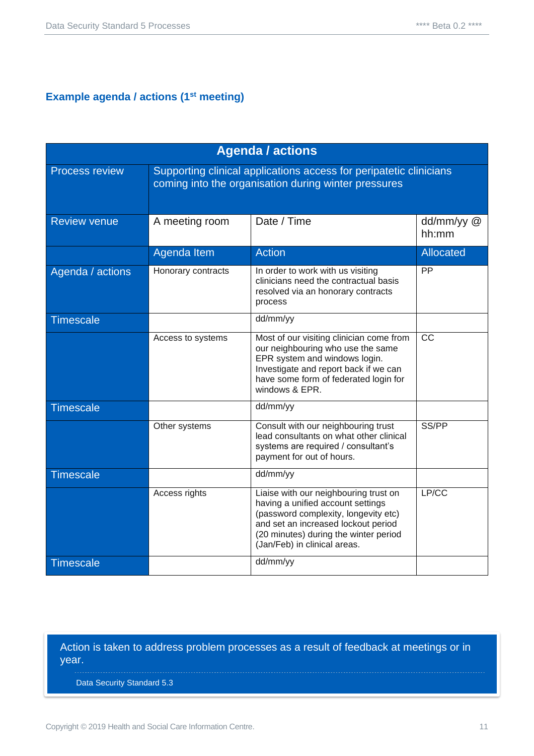### Example agenda / actions (1st meeting)

| Agenda / actions | | | |
|---|---|---|---|
| Process review | Supporting clinical applications access for peripatetic clinicians coming into the organisation during winter pressures | | |
| Review venue | A meeting room | Date / Time | dd/mm/yy @ hh:mm |
| | Agenda Item | Action | Allocated |
| Agenda / actions | Honorary contracts | In order to work with us visiting clinicians need the contractual basis resolved via an honorary contracts process | PP |
| Timescale | | dd/mm/yy | |
| | Access to systems | Most of our visiting clinician come from our neighbouring who use the same EPR system and windows login. Investigate and report back if we can have some form of federated login for windows & EPR. | CC |
| Timescale | | dd/mm/yy | |
| | Other systems | Consult with our neighbouring trust lead consultants on what other clinical systems are required / consultant's payment for out of hours. | SS/PP |
| Timescale | | dd/mm/yy | |
| | Access rights | Liaise with our neighbouring trust on having a unified account settings (password complexity, longevity etc) and set an increased lockout period (20 minutes) during the winter period (Jan/Feb) in clinical areas. | LP/CC |
| Timescale | | dd/mm/yy | |

> Action is taken to address problem processes as a result of feedback at meetings or in year.
>
> Data Security Standard 5.3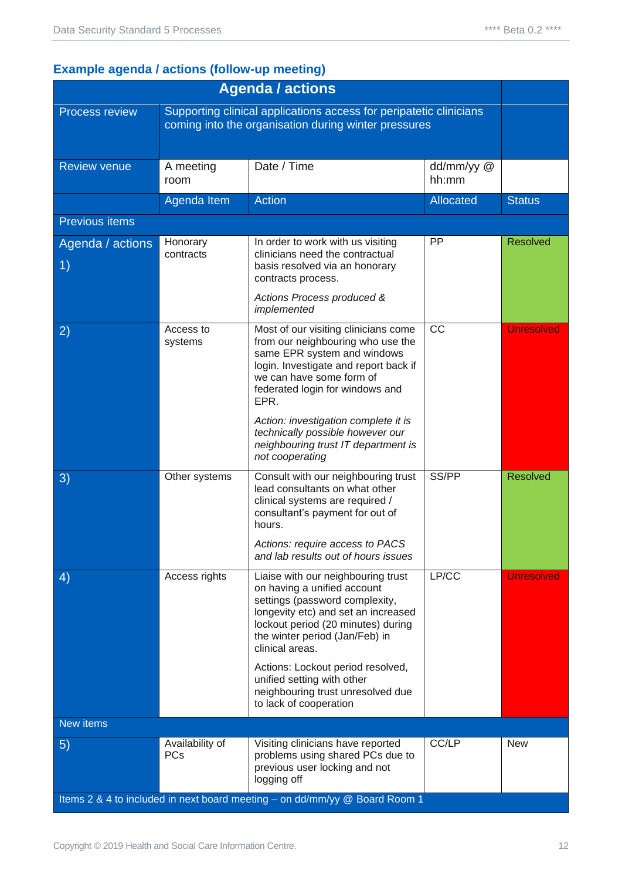### Example agenda / actions (follow-up meeting)

| Agenda / actions | | | | |
|---|---|---|---|---|
| Process review | Supporting clinical applications access for peripatetic clinicians coming into the organisation during winter pressures | | | |
| Review venue | A meeting room | Date / Time | dd/mm/yy @ hh:mm | |
| | Agenda Item | Action | Allocated | Status |
| Previous items | | | | |
| Agenda / actions 1) | Honorary contracts | In order to work with us visiting clinicians need the contractual basis resolved via an honorary contracts process. *Actions Process produced & implemented* | PP | Resolved |
| 2) | Access to systems | Most of our visiting clinicians come from our neighbouring who use the same EPR system and windows login. Investigate and report back if we can have some form of federated login for windows and EPR. *Action: investigation complete it is technically possible however our neighbouring trust IT department is not cooperating* | CC | Unresolved |
| 3) | Other systems | Consult with our neighbouring trust lead consultants on what other clinical systems are required / consultant's payment for out of hours. *Actions: require access to PACS and lab results out of hours issues* | SS/PP | Resolved |
| 4) | Access rights | Liaise with our neighbouring trust on having a unified account settings (password complexity, longevity etc) and set an increased lockout period (20 minutes) during the winter period (Jan/Feb) in clinical areas. Actions: Lockout period resolved, unified setting with other neighbouring trust unresolved due to lack of cooperation | LP/CC | Unresolved |
| New items | | | | |
| 5) | Availability of PCs | Visiting clinicians have reported problems using shared PCs due to previous user locking and not logging off | CC/LP | New |
| Items 2 & 4 to included in next board meeting – on dd/mm/yy @ Board Room 1 | | | | |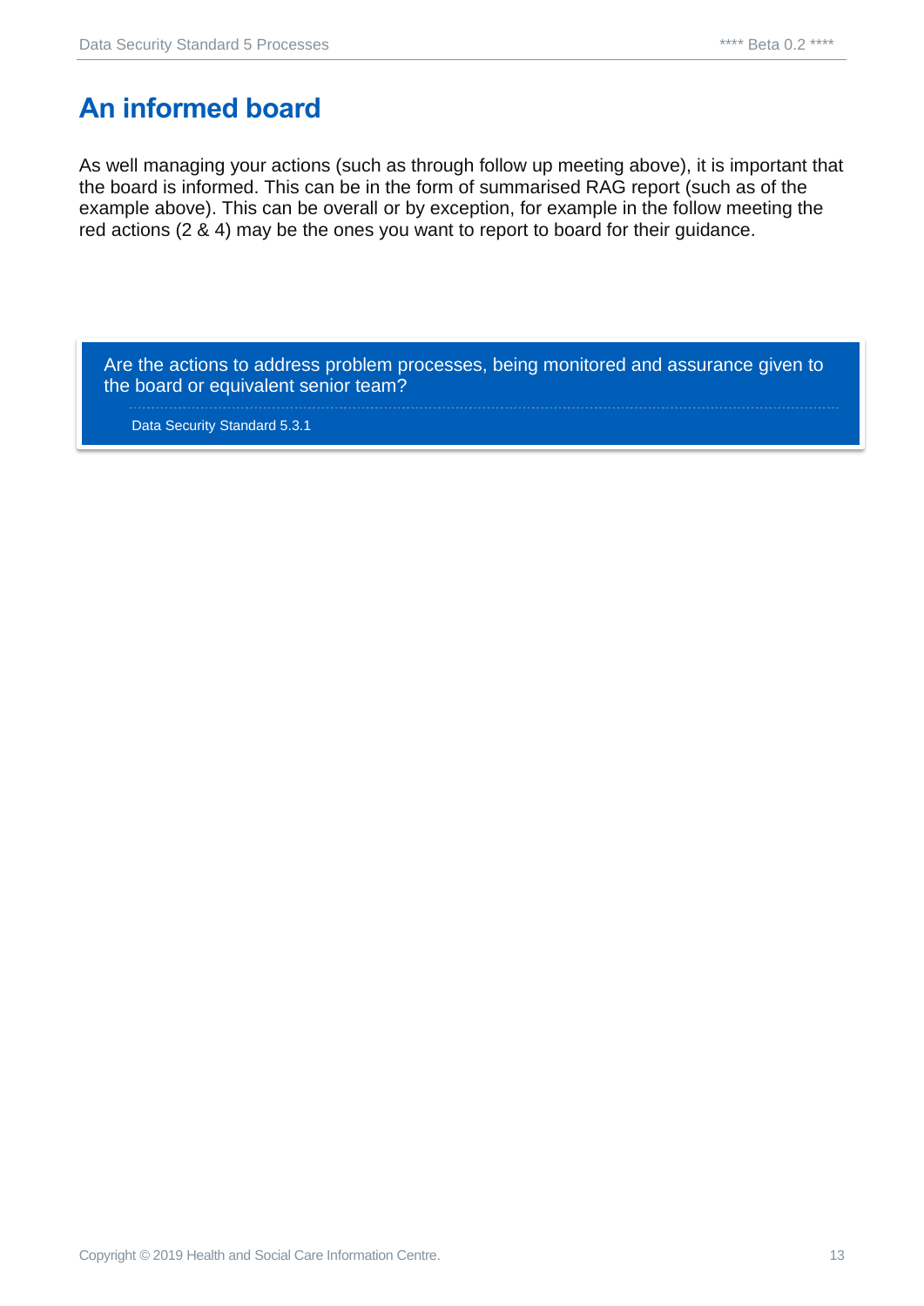# An informed board

As well managing your actions (such as through follow up meeting above), it is important that the board is informed. This can be in the form of summarised RAG report (such as of the example above). This can be overall or by exception, for example in the follow meeting the red actions (2 & 4) may be the ones you want to report to board for their guidance.

> Are the actions to address problem processes, being monitored and assurance given to the board or equivalent senior team?
>
> Data Security Standard 5.3.1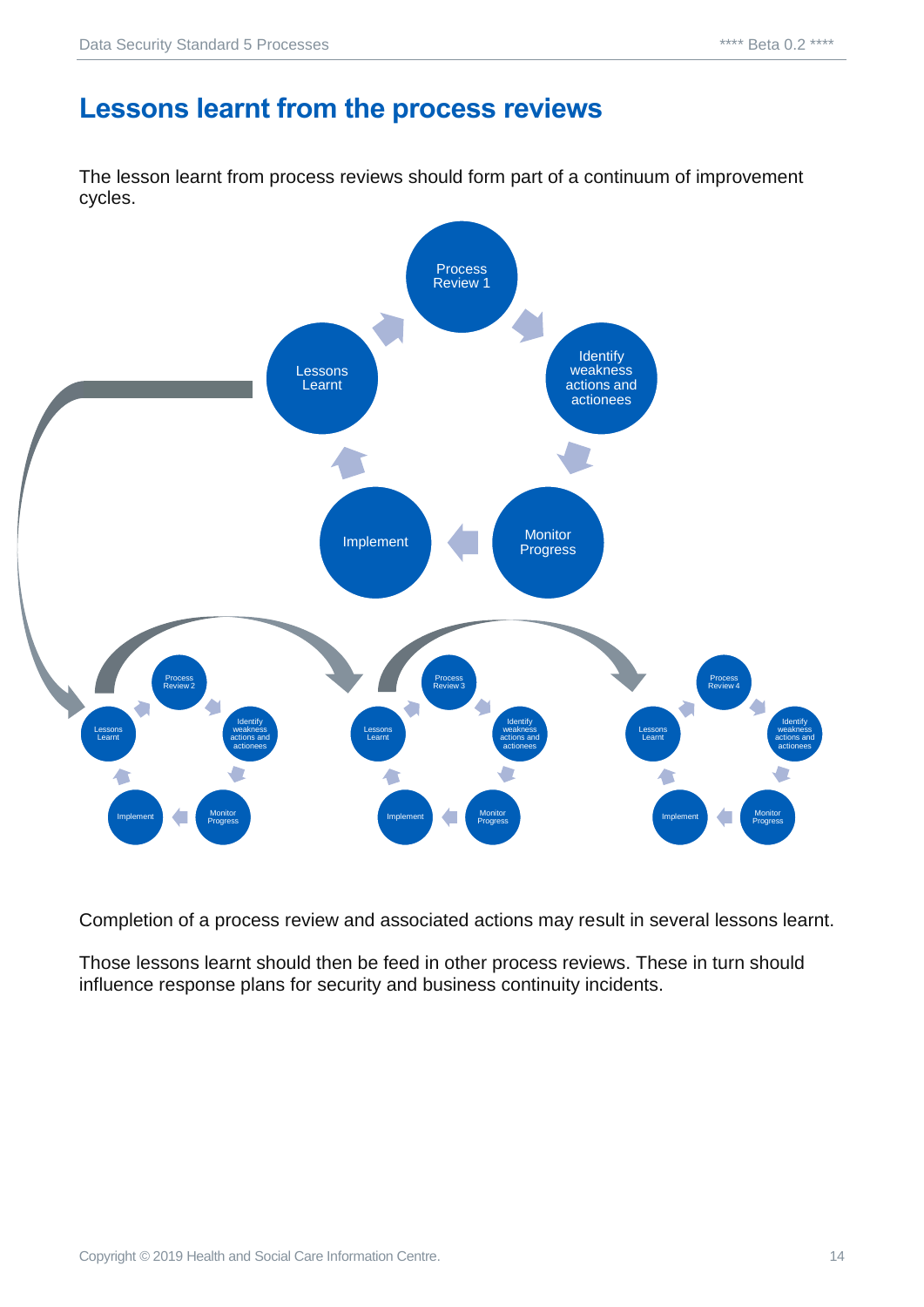## Lessons learnt from the process reviews

The lesson learnt from process reviews should form part of a continuum of improvement cycles.

Completion of a process review and associated actions may result in several lessons learnt.

Those lessons learnt should then be feed in other process reviews. These in turn should influence response plans for security and business continuity incidents.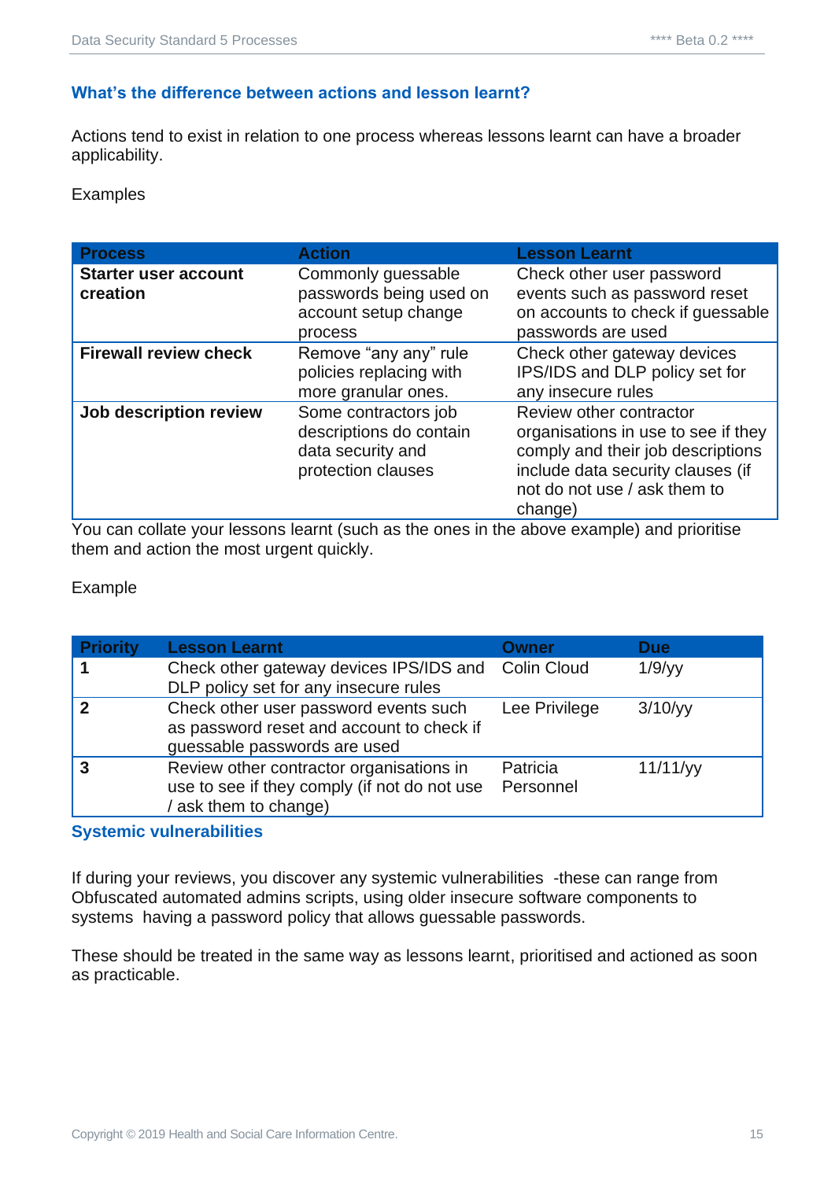## What's the difference between actions and lesson learnt?

Actions tend to exist in relation to one process whereas lessons learnt can have a broader applicability.

Examples

| Process | Action | Lesson Learnt |
|---|---|---|
| **Starter user account creation** | Commonly guessable passwords being used on account setup change process | Check other user password events such as password reset on accounts to check if guessable passwords are used |
| **Firewall review check** | Remove "any any" rule policies replacing with more granular ones. | Check other gateway devices IPS/IDS and DLP policy set for any insecure rules |
| **Job description review** | Some contractors job descriptions do contain data security and protection clauses | Review other contractor organisations in use to see if they comply and their job descriptions include data security clauses (if not do not use / ask them to change) |

You can collate your lessons learnt (such as the ones in the above example) and prioritise them and action the most urgent quickly.

Example

| Priority | Lesson Learnt | Owner | Due |
|---|---|---|---|
| **1** | Check other gateway devices IPS/IDS and DLP policy set for any insecure rules | Colin Cloud | 1/9/yy |
| **2** | Check other user password events such as password reset and account to check if guessable passwords are used | Lee Privilege | 3/10/yy |
| **3** | Review other contractor organisations in use to see if they comply (if not do not use / ask them to change) | Patricia Personnel | 11/11/yy |

## Systemic vulnerabilities

If during your reviews, you discover any systemic vulnerabilities -these can range from Obfuscated automated admins scripts, using older insecure software components to systems having a password policy that allows guessable passwords.

These should be treated in the same way as lessons learnt, prioritised and actioned as soon as practicable.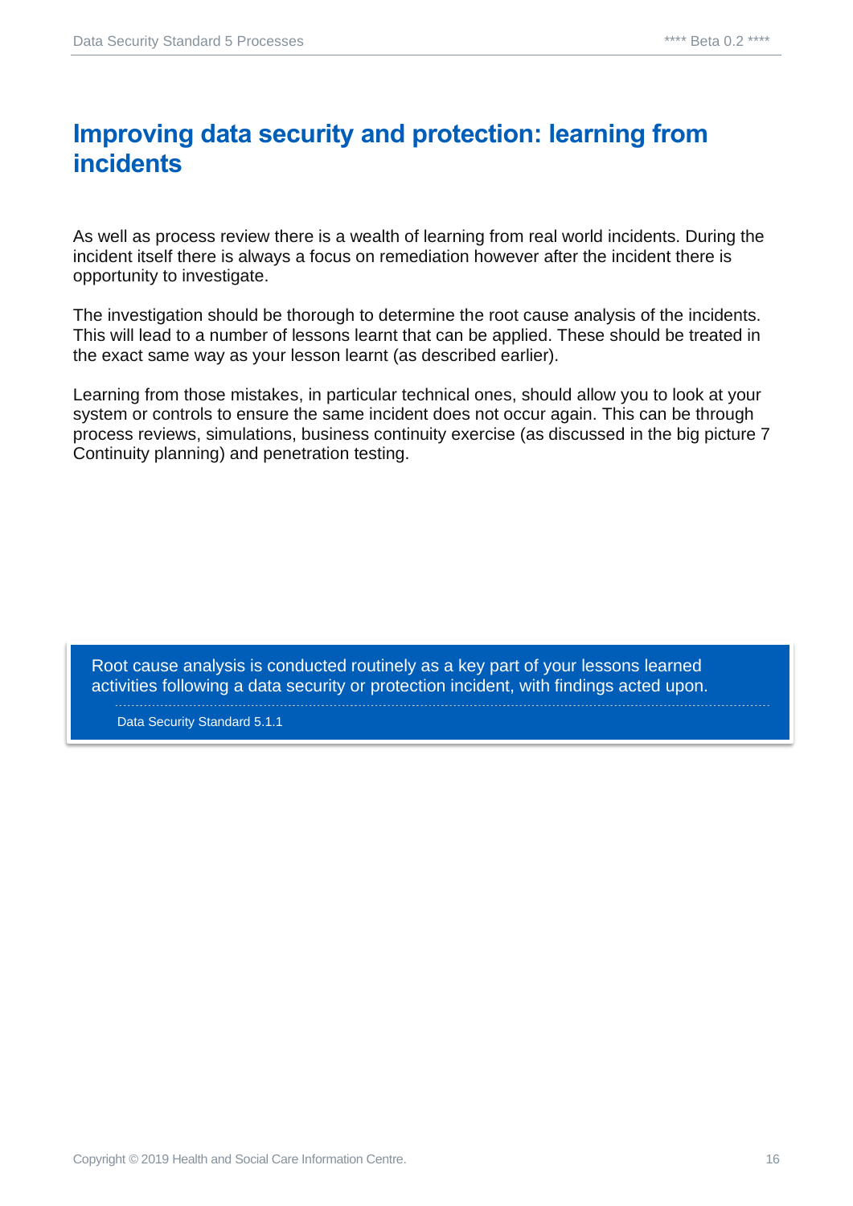# Improving data security and protection: learning from incidents

As well as process review there is a wealth of learning from real world incidents. During the incident itself there is always a focus on remediation however after the incident there is opportunity to investigate.

The investigation should be thorough to determine the root cause analysis of the incidents. This will lead to a number of lessons learnt that can be applied. These should be treated in the exact same way as your lesson learnt (as described earlier).

Learning from those mistakes, in particular technical ones, should allow you to look at your system or controls to ensure the same incident does not occur again. This can be through process reviews, simulations, business continuity exercise (as discussed in the big picture 7 Continuity planning) and penetration testing.

> Root cause analysis is conducted routinely as a key part of your lessons learned activities following a data security or protection incident, with findings acted upon.
>
> Data Security Standard 5.1.1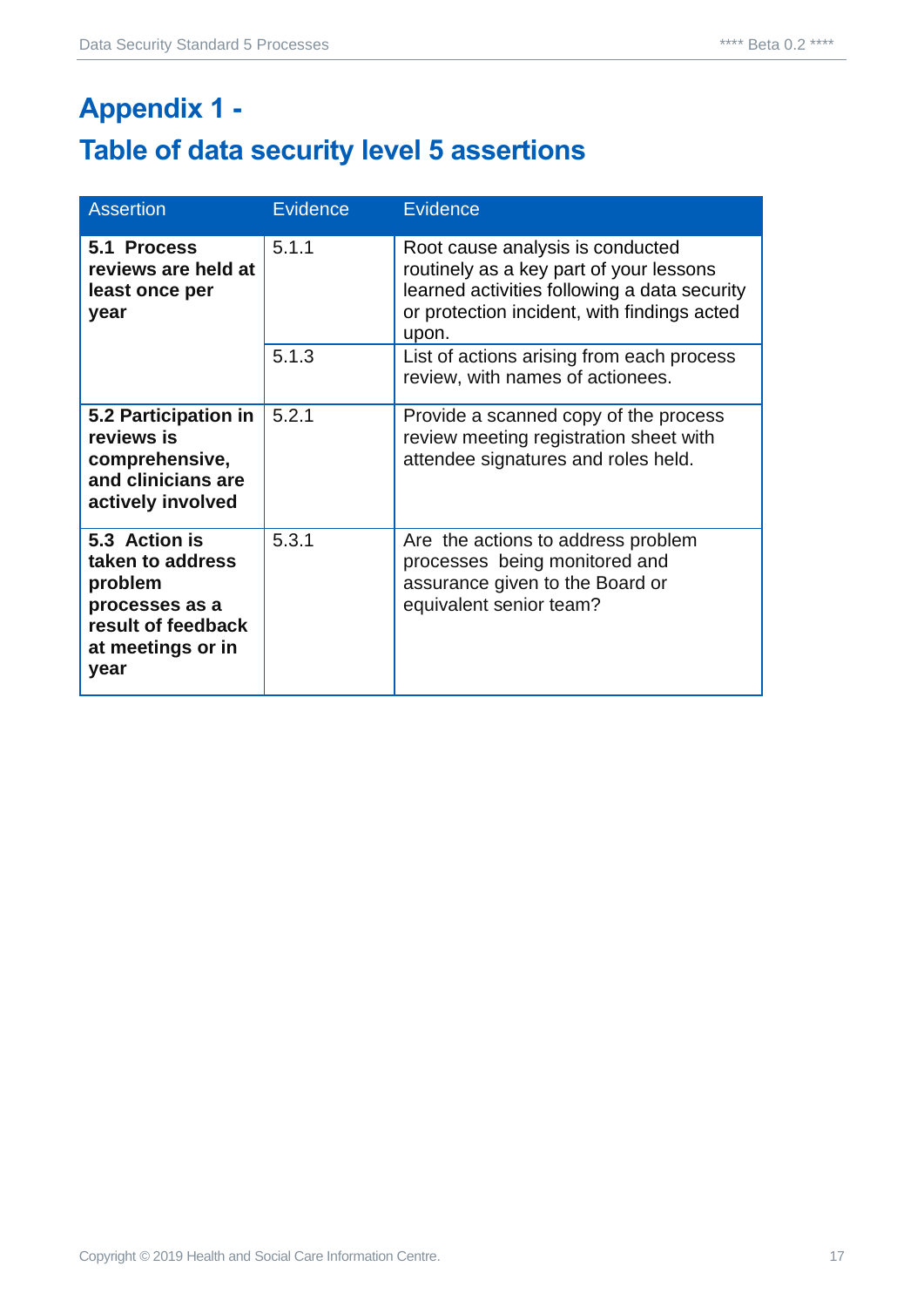# Appendix 1 -

# Table of data security level 5 assertions

| Assertion | Evidence | Evidence |
|---|---|---|
| **5.1 Process reviews are held at least once per year** | 5.1.1 | Root cause analysis is conducted routinely as a key part of your lessons learned activities following a data security or protection incident, with findings acted upon. |
| | 5.1.3 | List of actions arising from each process review, with names of actionees. |
| **5.2 Participation in reviews is comprehensive, and clinicians are actively involved** | 5.2.1 | Provide a scanned copy of the process review meeting registration sheet with attendee signatures and roles held. |
| **5.3 Action is taken to address problem processes as a result of feedback at meetings or in year** | 5.3.1 | Are the actions to address problem processes being monitored and assurance given to the Board or equivalent senior team? |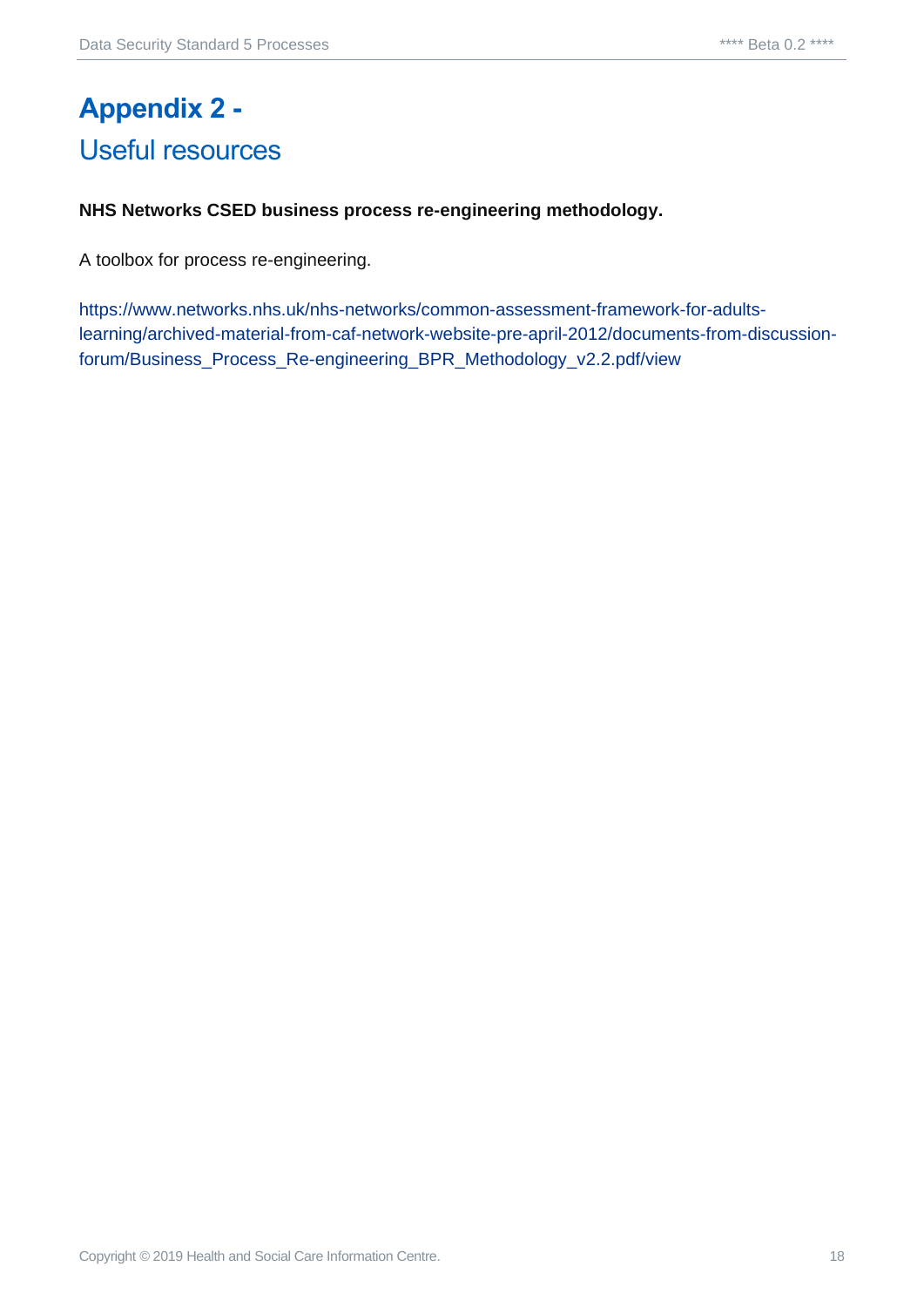# Appendix 2 -
## Useful resources

**NHS Networks CSED business process re-engineering methodology.**

A toolbox for process re-engineering.

https://www.networks.nhs.uk/nhs-networks/common-assessment-framework-for-adults-learning/archived-material-from-caf-network-website-pre-april-2012/documents-from-discussion-forum/Business_Process_Re-engineering_BPR_Methodology_v2.2.pdf/view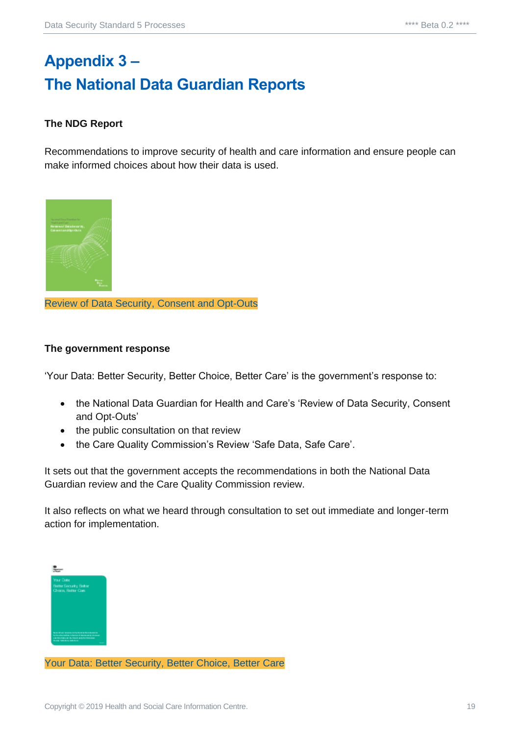# Appendix 3 – The National Data Guardian Reports

**The NDG Report**

Recommendations to improve security of health and care information and ensure people can make informed choices about how their data is used.

Review of Data Security, Consent and Opt-Outs

**The government response**

'Your Data: Better Security, Better Choice, Better Care' is the government's response to:

- the National Data Guardian for Health and Care's 'Review of Data Security, Consent and Opt-Outs'
- the public consultation on that review
- the Care Quality Commission's Review 'Safe Data, Safe Care'.

It sets out that the government accepts the recommendations in both the National Data Guardian review and the Care Quality Commission review.

It also reflects on what we heard through consultation to set out immediate and longer-term action for implementation.

Your Data: Better Security, Better Choice, Better Care